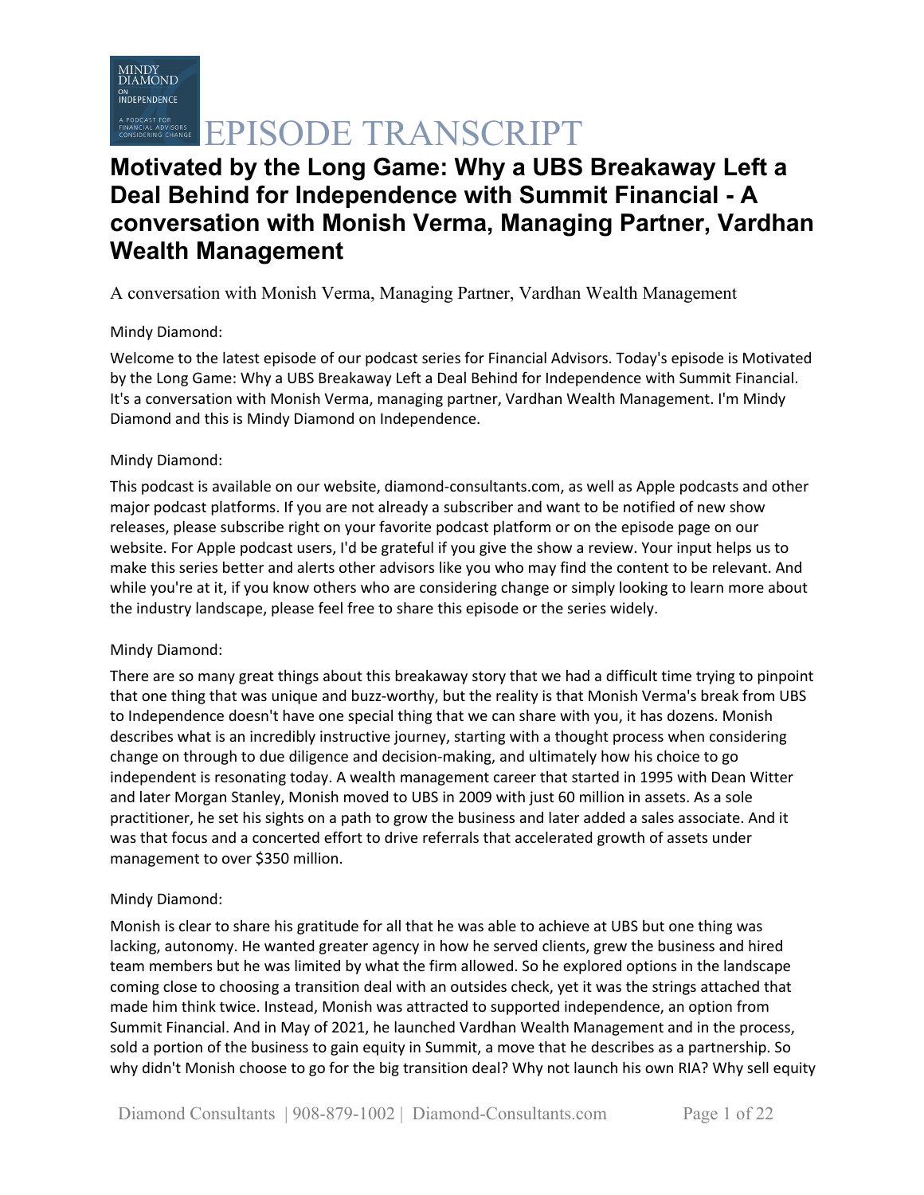# EPISODE TRANSCRIPT

## Motivated by the Long Game: Why a UBS Breakaway Left a Deal Behind for Independence with Summit Financial - A conversation with Monish Verma, Managing Partner, Vardhan Wealth Management

A conversation with Monish Verma, Managing Partner, Vardhan Wealth Management

Mindy Diamond:

Welcome to the latest episode of our podcast series for Financial Advisors. Today's episode is Motivated by the Long Game: Why a UBS Breakaway Left a Deal Behind for Independence with Summit Financial. It's a conversation with Monish Verma, managing partner, Vardhan Wealth Management. I'm Mindy Diamond and this is Mindy Diamond on Independence.

Mindy Diamond:

This podcast is available on our website, diamond-consultants.com, as well as Apple podcasts and other major podcast platforms. If you are not already a subscriber and want to be notified of new show releases, please subscribe right on your favorite podcast platform or on the episode page on our website. For Apple podcast users, I'd be grateful if you give the show a review. Your input helps us to make this series better and alerts other advisors like you who may find the content to be relevant. And while you're at it, if you know others who are considering change or simply looking to learn more about the industry landscape, please feel free to share this episode or the series widely.

Mindy Diamond:

There are so many great things about this breakaway story that we had a difficult time trying to pinpoint that one thing that was unique and buzz-worthy, but the reality is that Monish Verma's break from UBS to Independence doesn't have one special thing that we can share with you, it has dozens. Monish describes what is an incredibly instructive journey, starting with a thought process when considering change on through to due diligence and decision-making, and ultimately how his choice to go independent is resonating today. A wealth management career that started in 1995 with Dean Witter and later Morgan Stanley, Monish moved to UBS in 2009 with just 60 million in assets. As a sole practitioner, he set his sights on a path to grow the business and later added a sales associate. And it was that focus and a concerted effort to drive referrals that accelerated growth of assets under management to over $350 million.

Mindy Diamond:

Monish is clear to share his gratitude for all that he was able to achieve at UBS but one thing was lacking, autonomy. He wanted greater agency in how he served clients, grew the business and hired team members but he was limited by what the firm allowed. So he explored options in the landscape coming close to choosing a transition deal with an outsides check, yet it was the strings attached that made him think twice. Instead, Monish was attracted to supported independence, an option from Summit Financial. And in May of 2021, he launched Vardhan Wealth Management and in the process, sold a portion of the business to gain equity in Summit, a move that he describes as a partnership. So why didn't Monish choose to go for the big transition deal? Why not launch his own RIA? Why sell equity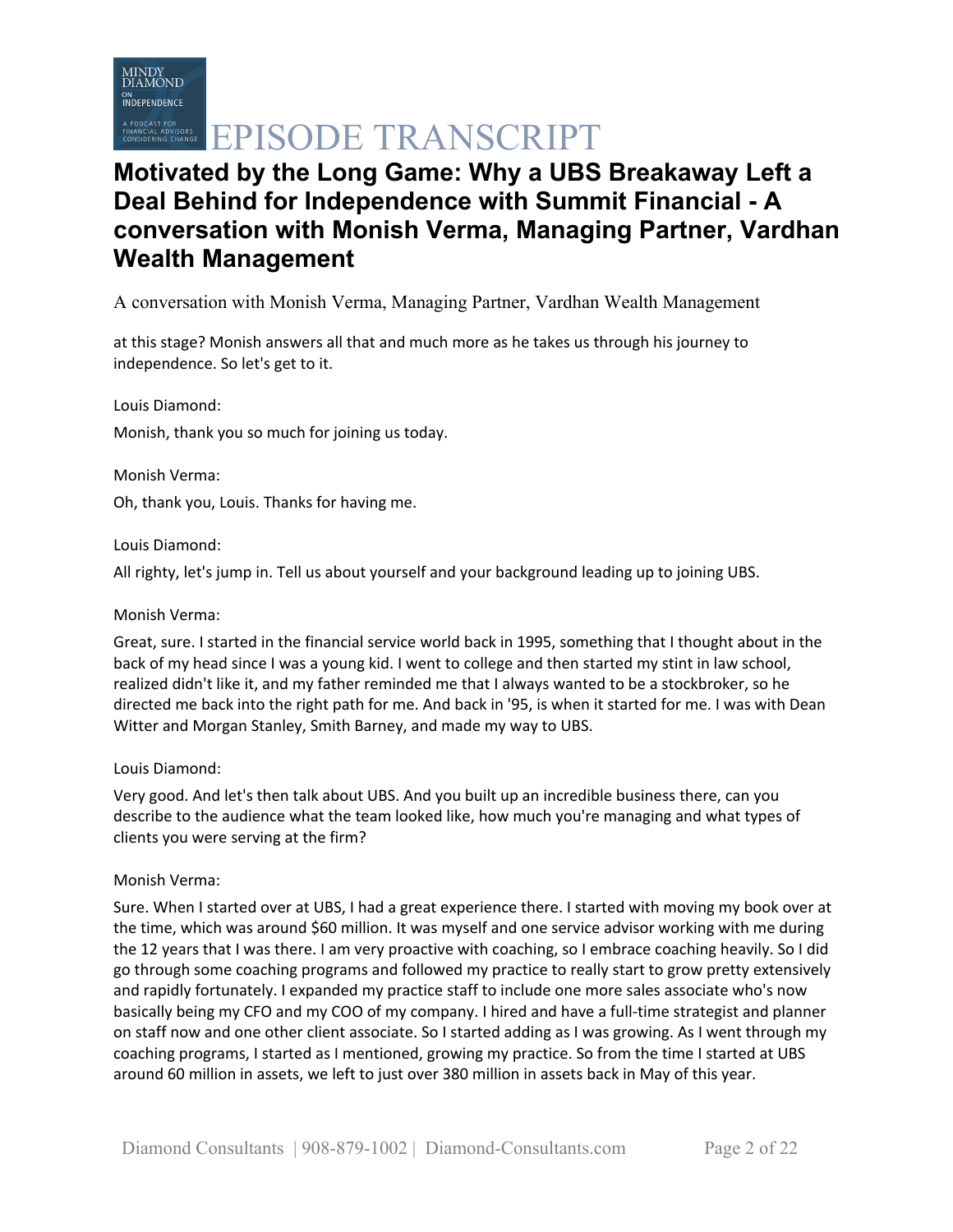# Motivated by the Long Game: Why a UBS Breakaway Left a Deal Behind for Independence with Summit Financial - A conversation with Monish Verma, Managing Partner, Vardhan Wealth Management

A conversation with Monish Verma, Managing Partner, Vardhan Wealth Management

at this stage? Monish answers all that and much more as he takes us through his journey to independence. So let's get to it.

Louis Diamond:

Monish, thank you so much for joining us today.

Monish Verma:

Oh, thank you, Louis. Thanks for having me.

Louis Diamond:

All righty, let's jump in. Tell us about yourself and your background leading up to joining UBS.

Monish Verma:

Great, sure. I started in the financial service world back in 1995, something that I thought about in the back of my head since I was a young kid. I went to college and then started my stint in law school, realized didn't like it, and my father reminded me that I always wanted to be a stockbroker, so he directed me back into the right path for me. And back in '95, is when it started for me. I was with Dean Witter and Morgan Stanley, Smith Barney, and made my way to UBS.

Louis Diamond:

Very good. And let's then talk about UBS. And you built up an incredible business there, can you describe to the audience what the team looked like, how much you're managing and what types of clients you were serving at the firm?

Monish Verma:

Sure. When I started over at UBS, I had a great experience there. I started with moving my book over at the time, which was around $60 million. It was myself and one service advisor working with me during the 12 years that I was there. I am very proactive with coaching, so I embrace coaching heavily. So I did go through some coaching programs and followed my practice to really start to grow pretty extensively and rapidly fortunately. I expanded my practice staff to include one more sales associate who's now basically being my CFO and my COO of my company. I hired and have a full-time strategist and planner on staff now and one other client associate. So I started adding as I was growing. As I went through my coaching programs, I started as I mentioned, growing my practice. So from the time I started at UBS around 60 million in assets, we left to just over 380 million in assets back in May of this year.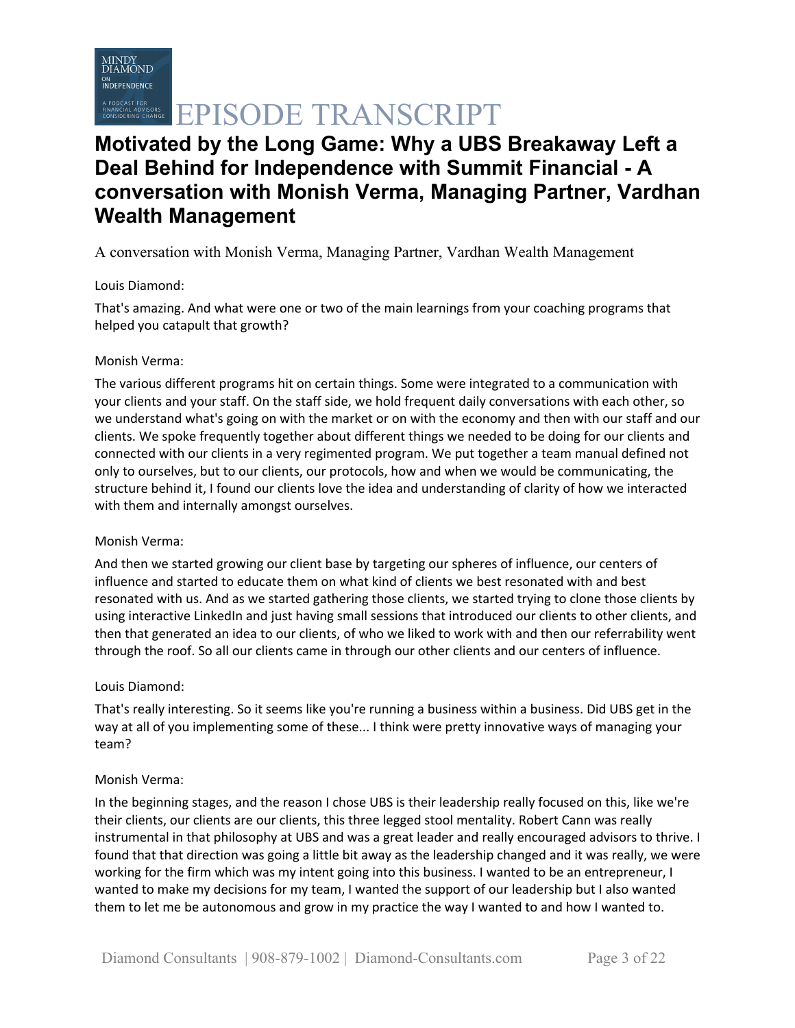# Motivated by the Long Game: Why a UBS Breakaway Left a Deal Behind for Independence with Summit Financial - A conversation with Monish Verma, Managing Partner, Vardhan Wealth Management

A conversation with Monish Verma, Managing Partner, Vardhan Wealth Management

Louis Diamond:

That's amazing. And what were one or two of the main learnings from your coaching programs that helped you catapult that growth?

Monish Verma:

The various different programs hit on certain things. Some were integrated to a communication with your clients and your staff. On the staff side, we hold frequent daily conversations with each other, so we understand what's going on with the market or on with the economy and then with our staff and our clients. We spoke frequently together about different things we needed to be doing for our clients and connected with our clients in a very regimented program. We put together a team manual defined not only to ourselves, but to our clients, our protocols, how and when we would be communicating, the structure behind it, I found our clients love the idea and understanding of clarity of how we interacted with them and internally amongst ourselves.

Monish Verma:

And then we started growing our client base by targeting our spheres of influence, our centers of influence and started to educate them on what kind of clients we best resonated with and best resonated with us. And as we started gathering those clients, we started trying to clone those clients by using interactive LinkedIn and just having small sessions that introduced our clients to other clients, and then that generated an idea to our clients, of who we liked to work with and then our referrability went through the roof. So all our clients came in through our other clients and our centers of influence.

Louis Diamond:

That's really interesting. So it seems like you're running a business within a business. Did UBS get in the way at all of you implementing some of these... I think were pretty innovative ways of managing your team?

Monish Verma:

In the beginning stages, and the reason I chose UBS is their leadership really focused on this, like we're their clients, our clients are our clients, this three legged stool mentality. Robert Cann was really instrumental in that philosophy at UBS and was a great leader and really encouraged advisors to thrive. I found that that direction was going a little bit away as the leadership changed and it was really, we were working for the firm which was my intent going into this business. I wanted to be an entrepreneur, I wanted to make my decisions for my team, I wanted the support of our leadership but I also wanted them to let me be autonomous and grow in my practice the way I wanted to and how I wanted to.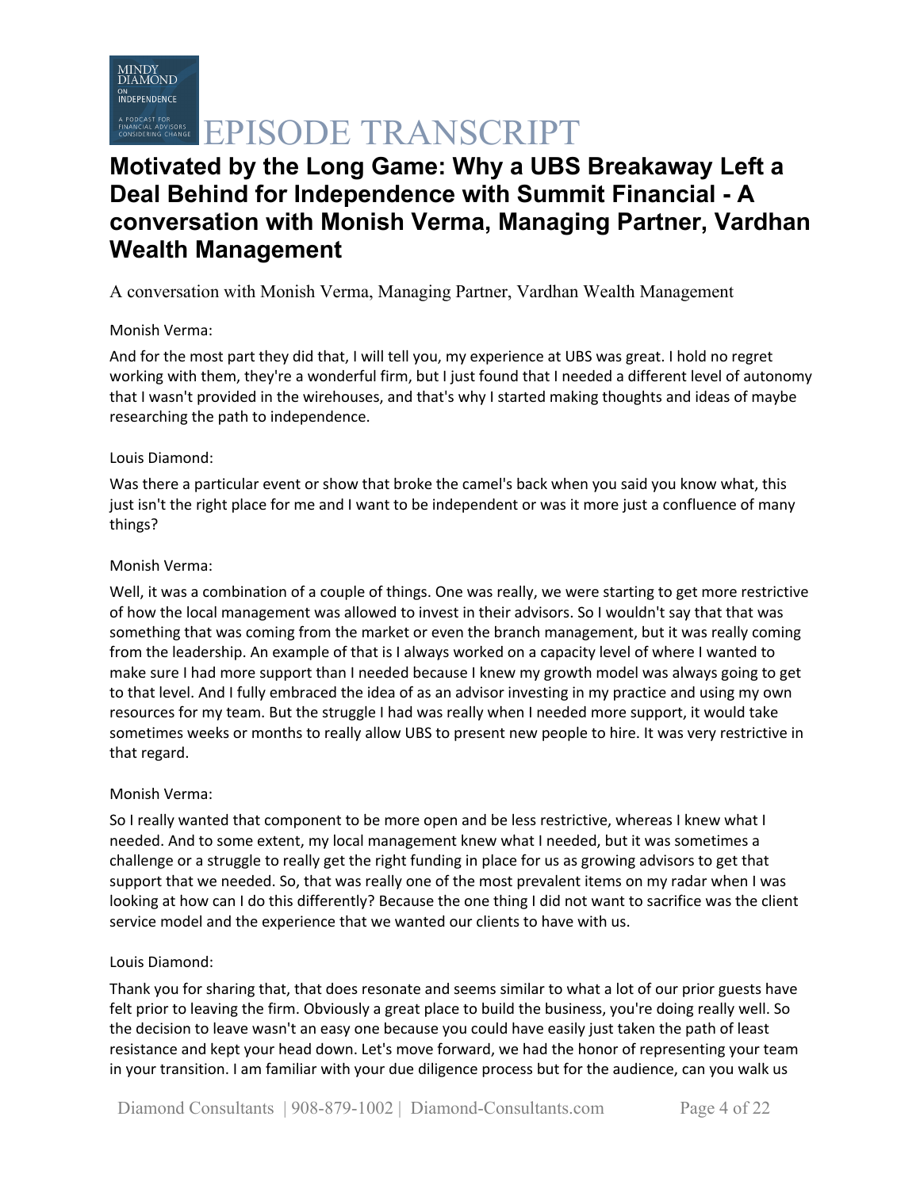# Motivated by the Long Game: Why a UBS Breakaway Left a Deal Behind for Independence with Summit Financial - A conversation with Monish Verma, Managing Partner, Vardhan Wealth Management

A conversation with Monish Verma, Managing Partner, Vardhan Wealth Management

Monish Verma:

And for the most part they did that, I will tell you, my experience at UBS was great. I hold no regret working with them, they're a wonderful firm, but I just found that I needed a different level of autonomy that I wasn't provided in the wirehouses, and that's why I started making thoughts and ideas of maybe researching the path to independence.

Louis Diamond:

Was there a particular event or show that broke the camel's back when you said you know what, this just isn't the right place for me and I want to be independent or was it more just a confluence of many things?

Monish Verma:

Well, it was a combination of a couple of things. One was really, we were starting to get more restrictive of how the local management was allowed to invest in their advisors. So I wouldn't say that that was something that was coming from the market or even the branch management, but it was really coming from the leadership. An example of that is I always worked on a capacity level of where I wanted to make sure I had more support than I needed because I knew my growth model was always going to get to that level. And I fully embraced the idea of as an advisor investing in my practice and using my own resources for my team. But the struggle I had was really when I needed more support, it would take sometimes weeks or months to really allow UBS to present new people to hire. It was very restrictive in that regard.

Monish Verma:

So I really wanted that component to be more open and be less restrictive, whereas I knew what I needed. And to some extent, my local management knew what I needed, but it was sometimes a challenge or a struggle to really get the right funding in place for us as growing advisors to get that support that we needed. So, that was really one of the most prevalent items on my radar when I was looking at how can I do this differently? Because the one thing I did not want to sacrifice was the client service model and the experience that we wanted our clients to have with us.

Louis Diamond:

Thank you for sharing that, that does resonate and seems similar to what a lot of our prior guests have felt prior to leaving the firm. Obviously a great place to build the business, you're doing really well. So the decision to leave wasn't an easy one because you could have easily just taken the path of least resistance and kept your head down. Let's move forward, we had the honor of representing your team in your transition. I am familiar with your due diligence process but for the audience, can you walk us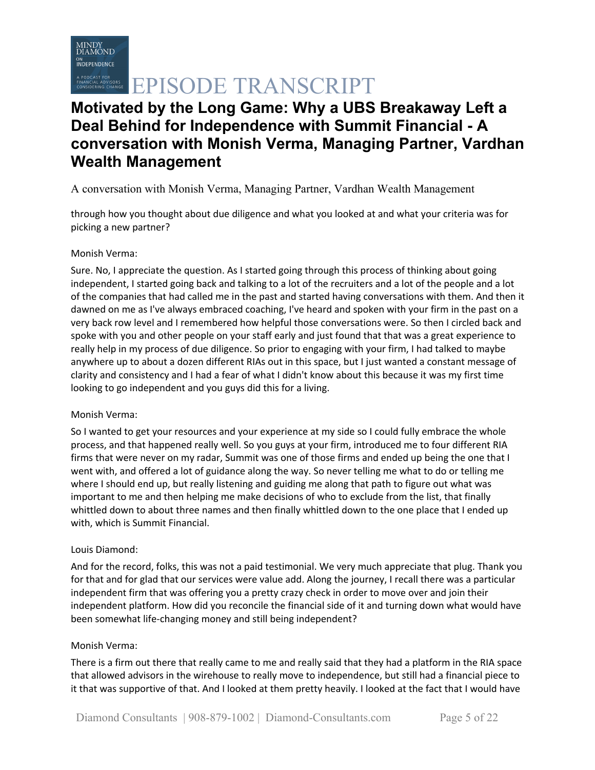through how you thought about due diligence and what you looked at and what your criteria was for picking a new partner?

Monish Verma:

Sure. No, I appreciate the question. As I started going through this process of thinking about going independent, I started going back and talking to a lot of the recruiters and a lot of the people and a lot of the companies that had called me in the past and started having conversations with them. And then it dawned on me as I've always embraced coaching, I've heard and spoken with your firm in the past on a very back row level and I remembered how helpful those conversations were. So then I circled back and spoke with you and other people on your staff early and just found that that was a great experience to really help in my process of due diligence. So prior to engaging with your firm, I had talked to maybe anywhere up to about a dozen different RIAs out in this space, but I just wanted a constant message of clarity and consistency and I had a fear of what I didn't know about this because it was my first time looking to go independent and you guys did this for a living.

Monish Verma:

So I wanted to get your resources and your experience at my side so I could fully embrace the whole process, and that happened really well. So you guys at your firm, introduced me to four different RIA firms that were never on my radar, Summit was one of those firms and ended up being the one that I went with, and offered a lot of guidance along the way. So never telling me what to do or telling me where I should end up, but really listening and guiding me along that path to figure out what was important to me and then helping me make decisions of who to exclude from the list, that finally whittled down to about three names and then finally whittled down to the one place that I ended up with, which is Summit Financial.

Louis Diamond:

And for the record, folks, this was not a paid testimonial. We very much appreciate that plug. Thank you for that and for glad that our services were value add. Along the journey, I recall there was a particular independent firm that was offering you a pretty crazy check in order to move over and join their independent platform. How did you reconcile the financial side of it and turning down what would have been somewhat life-changing money and still being independent?

Monish Verma:

There is a firm out there that really came to me and really said that they had a platform in the RIA space that allowed advisors in the wirehouse to really move to independence, but still had a financial piece to it that was supportive of that. And I looked at them pretty heavily. I looked at the fact that I would have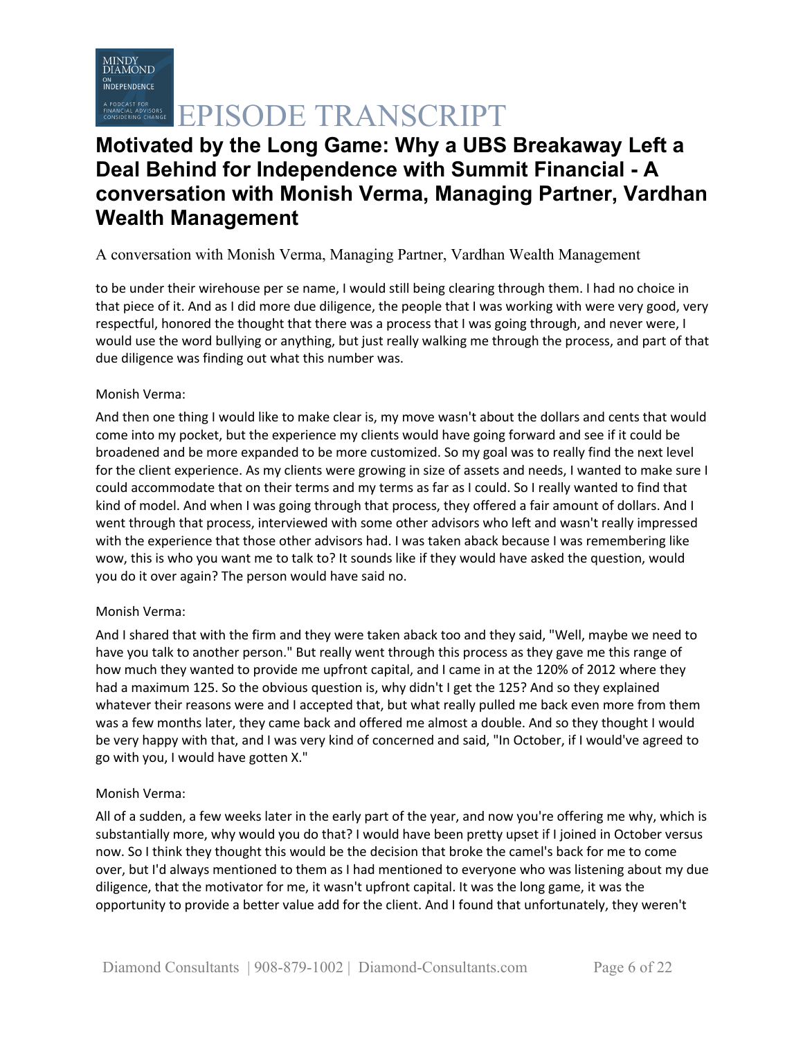to be under their wirehouse per se name, I would still being clearing through them. I had no choice in that piece of it. And as I did more due diligence, the people that I was working with were very good, very respectful, honored the thought that there was a process that I was going through, and never were, I would use the word bullying or anything, but just really walking me through the process, and part of that due diligence was finding out what this number was.

Monish Verma:

And then one thing I would like to make clear is, my move wasn't about the dollars and cents that would come into my pocket, but the experience my clients would have going forward and see if it could be broadened and be more expanded to be more customized. So my goal was to really find the next level for the client experience. As my clients were growing in size of assets and needs, I wanted to make sure I could accommodate that on their terms and my terms as far as I could. So I really wanted to find that kind of model. And when I was going through that process, they offered a fair amount of dollars. And I went through that process, interviewed with some other advisors who left and wasn't really impressed with the experience that those other advisors had. I was taken aback because I was remembering like wow, this is who you want me to talk to? It sounds like if they would have asked the question, would you do it over again? The person would have said no.

Monish Verma:

And I shared that with the firm and they were taken aback too and they said, "Well, maybe we need to have you talk to another person." But really went through this process as they gave me this range of how much they wanted to provide me upfront capital, and I came in at the 120% of 2012 where they had a maximum 125. So the obvious question is, why didn't I get the 125? And so they explained whatever their reasons were and I accepted that, but what really pulled me back even more from them was a few months later, they came back and offered me almost a double. And so they thought I would be very happy with that, and I was very kind of concerned and said, "In October, if I would've agreed to go with you, I would have gotten X."

Monish Verma:

All of a sudden, a few weeks later in the early part of the year, and now you're offering me why, which is substantially more, why would you do that? I would have been pretty upset if I joined in October versus now. So I think they thought this would be the decision that broke the camel's back for me to come over, but I'd always mentioned to them as I had mentioned to everyone who was listening about my due diligence, that the motivator for me, it wasn't upfront capital. It was the long game, it was the opportunity to provide a better value add for the client. And I found that unfortunately, they weren't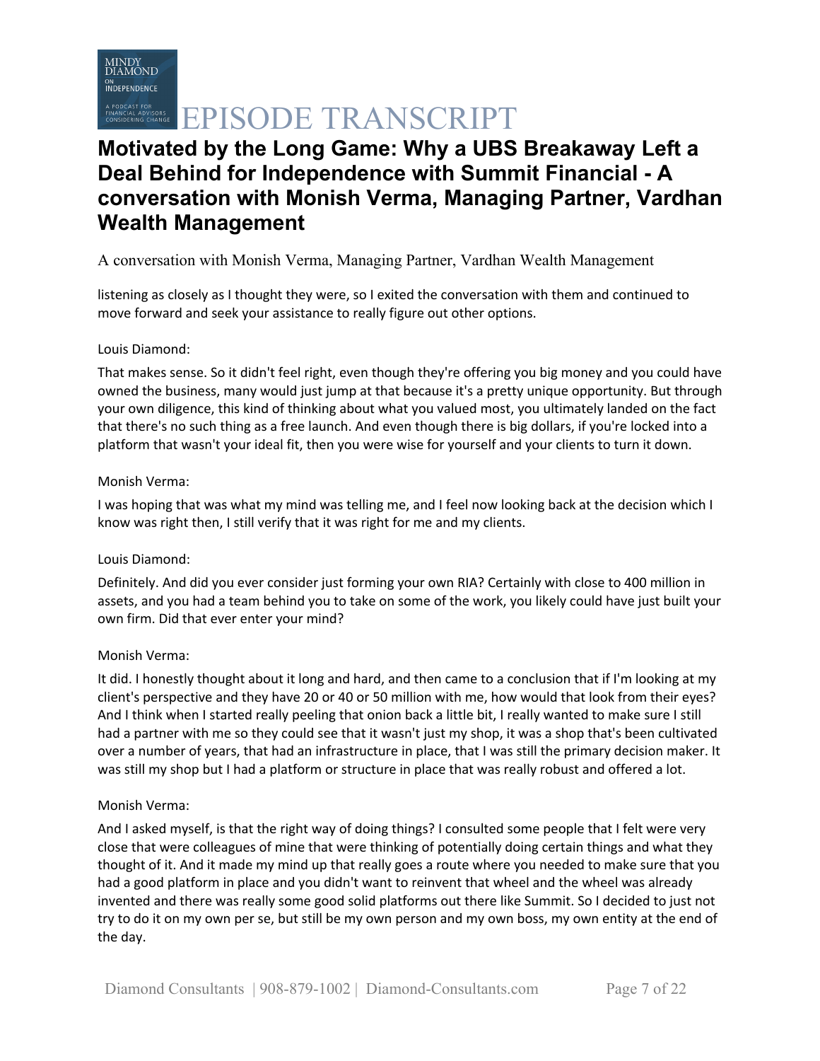listening as closely as I thought they were, so I exited the conversation with them and continued to move forward and seek your assistance to really figure out other options.

Louis Diamond:

That makes sense. So it didn't feel right, even though they're offering you big money and you could have owned the business, many would just jump at that because it's a pretty unique opportunity. But through your own diligence, this kind of thinking about what you valued most, you ultimately landed on the fact that there's no such thing as a free launch. And even though there is big dollars, if you're locked into a platform that wasn't your ideal fit, then you were wise for yourself and your clients to turn it down.

Monish Verma:

I was hoping that was what my mind was telling me, and I feel now looking back at the decision which I know was right then, I still verify that it was right for me and my clients.

Louis Diamond:

Definitely. And did you ever consider just forming your own RIA? Certainly with close to 400 million in assets, and you had a team behind you to take on some of the work, you likely could have just built your own firm. Did that ever enter your mind?

Monish Verma:

It did. I honestly thought about it long and hard, and then came to a conclusion that if I'm looking at my client's perspective and they have 20 or 40 or 50 million with me, how would that look from their eyes? And I think when I started really peeling that onion back a little bit, I really wanted to make sure I still had a partner with me so they could see that it wasn't just my shop, it was a shop that's been cultivated over a number of years, that had an infrastructure in place, that I was still the primary decision maker. It was still my shop but I had a platform or structure in place that was really robust and offered a lot.

Monish Verma:

And I asked myself, is that the right way of doing things? I consulted some people that I felt were very close that were colleagues of mine that were thinking of potentially doing certain things and what they thought of it. And it made my mind up that really goes a route where you needed to make sure that you had a good platform in place and you didn't want to reinvent that wheel and the wheel was already invented and there was really some good solid platforms out there like Summit. So I decided to just not try to do it on my own per se, but still be my own person and my own boss, my own entity at the end of the day.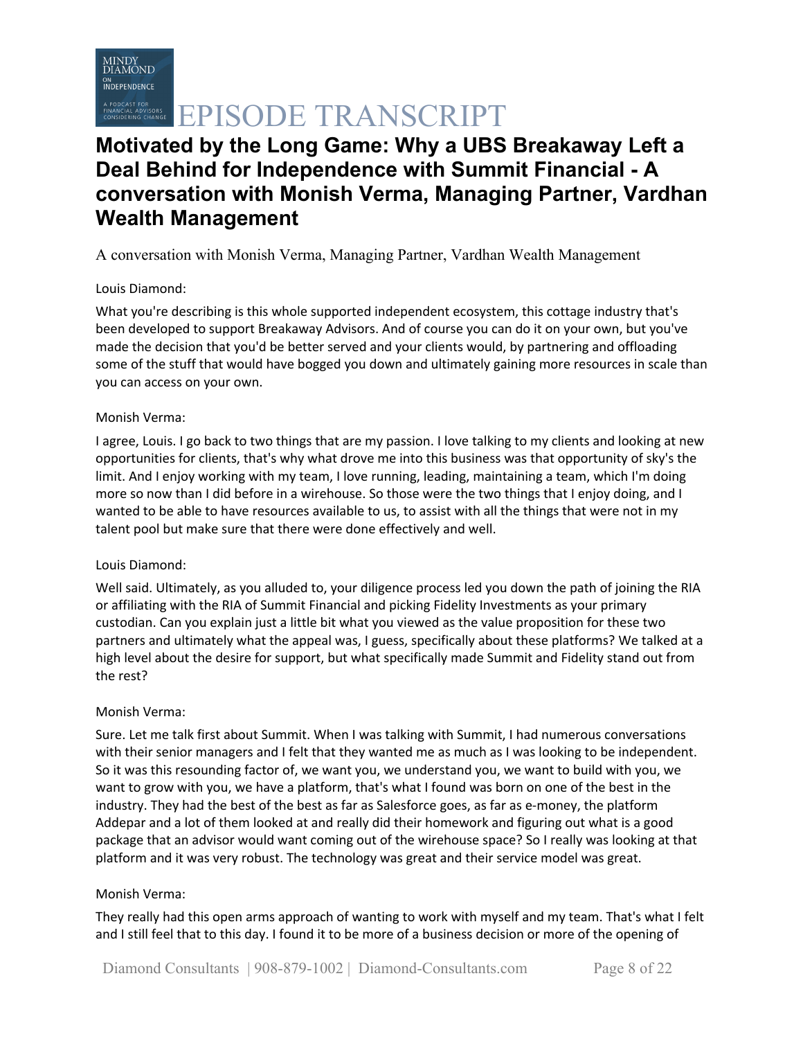# Motivated by the Long Game: Why a UBS Breakaway Left a Deal Behind for Independence with Summit Financial - A conversation with Monish Verma, Managing Partner, Vardhan Wealth Management

A conversation with Monish Verma, Managing Partner, Vardhan Wealth Management

Louis Diamond:

What you're describing is this whole supported independent ecosystem, this cottage industry that's been developed to support Breakaway Advisors. And of course you can do it on your own, but you've made the decision that you'd be better served and your clients would, by partnering and offloading some of the stuff that would have bogged you down and ultimately gaining more resources in scale than you can access on your own.

Monish Verma:

I agree, Louis. I go back to two things that are my passion. I love talking to my clients and looking at new opportunities for clients, that's why what drove me into this business was that opportunity of sky's the limit. And I enjoy working with my team, I love running, leading, maintaining a team, which I'm doing more so now than I did before in a wirehouse. So those were the two things that I enjoy doing, and I wanted to be able to have resources available to us, to assist with all the things that were not in my talent pool but make sure that there were done effectively and well.

Louis Diamond:

Well said. Ultimately, as you alluded to, your diligence process led you down the path of joining the RIA or affiliating with the RIA of Summit Financial and picking Fidelity Investments as your primary custodian. Can you explain just a little bit what you viewed as the value proposition for these two partners and ultimately what the appeal was, I guess, specifically about these platforms? We talked at a high level about the desire for support, but what specifically made Summit and Fidelity stand out from the rest?

Monish Verma:

Sure. Let me talk first about Summit. When I was talking with Summit, I had numerous conversations with their senior managers and I felt that they wanted me as much as I was looking to be independent. So it was this resounding factor of, we want you, we understand you, we want to build with you, we want to grow with you, we have a platform, that's what I found was born on one of the best in the industry. They had the best of the best as far as Salesforce goes, as far as e-money, the platform Addepar and a lot of them looked at and really did their homework and figuring out what is a good package that an advisor would want coming out of the wirehouse space? So I really was looking at that platform and it was very robust. The technology was great and their service model was great.

Monish Verma:

They really had this open arms approach of wanting to work with myself and my team. That's what I felt and I still feel that to this day. I found it to be more of a business decision or more of the opening of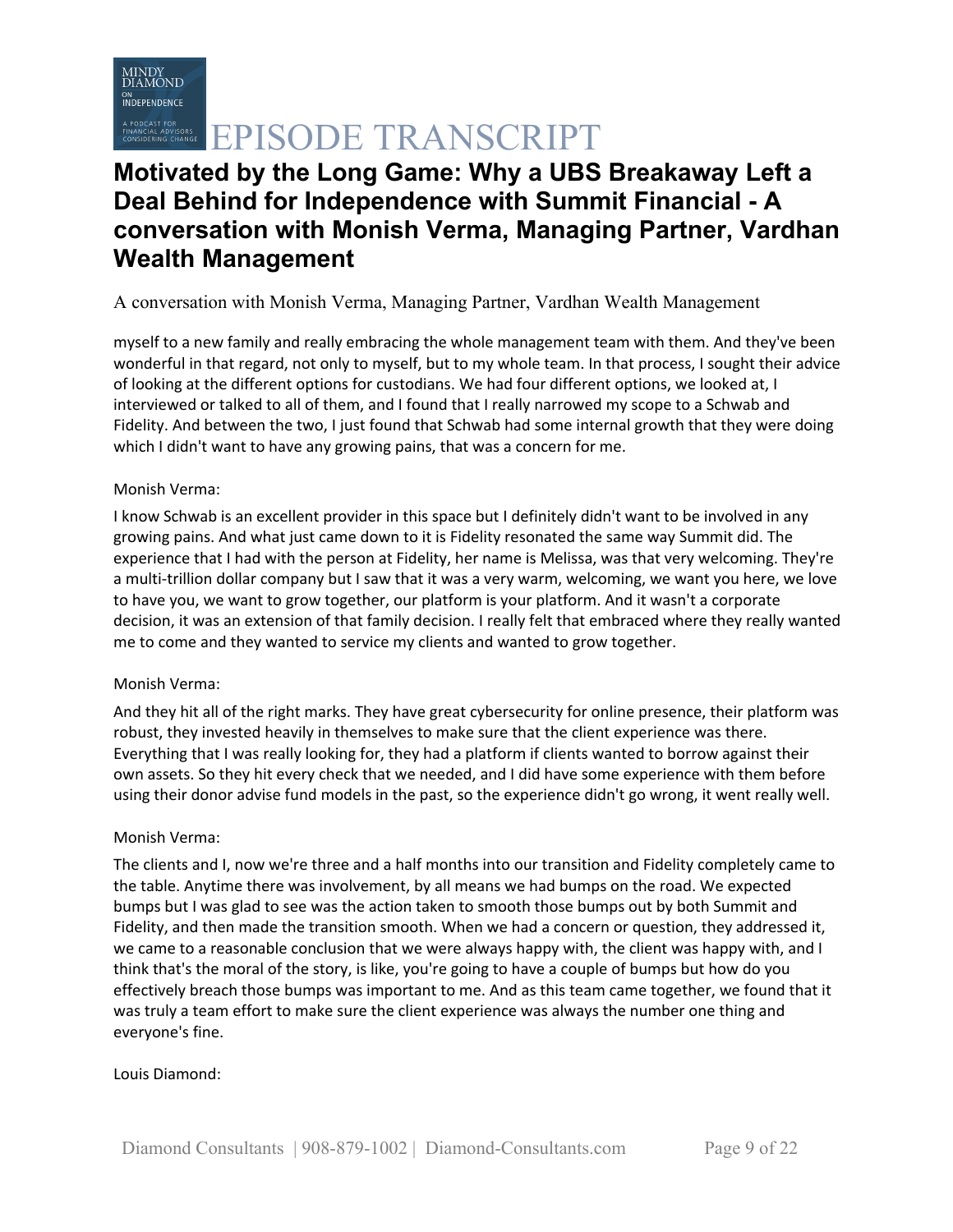myself to a new family and really embracing the whole management team with them. And they've been wonderful in that regard, not only to myself, but to my whole team. In that process, I sought their advice of looking at the different options for custodians. We had four different options, we looked at, I interviewed or talked to all of them, and I found that I really narrowed my scope to a Schwab and Fidelity. And between the two, I just found that Schwab had some internal growth that they were doing which I didn't want to have any growing pains, that was a concern for me.

Monish Verma:

I know Schwab is an excellent provider in this space but I definitely didn't want to be involved in any growing pains. And what just came down to it is Fidelity resonated the same way Summit did. The experience that I had with the person at Fidelity, her name is Melissa, was that very welcoming. They're a multi-trillion dollar company but I saw that it was a very warm, welcoming, we want you here, we love to have you, we want to grow together, our platform is your platform. And it wasn't a corporate decision, it was an extension of that family decision. I really felt that embraced where they really wanted me to come and they wanted to service my clients and wanted to grow together.

Monish Verma:

And they hit all of the right marks. They have great cybersecurity for online presence, their platform was robust, they invested heavily in themselves to make sure that the client experience was there. Everything that I was really looking for, they had a platform if clients wanted to borrow against their own assets. So they hit every check that we needed, and I did have some experience with them before using their donor advise fund models in the past, so the experience didn't go wrong, it went really well.

Monish Verma:

The clients and I, now we're three and a half months into our transition and Fidelity completely came to the table. Anytime there was involvement, by all means we had bumps on the road. We expected bumps but I was glad to see was the action taken to smooth those bumps out by both Summit and Fidelity, and then made the transition smooth. When we had a concern or question, they addressed it, we came to a reasonable conclusion that we were always happy with, the client was happy with, and I think that's the moral of the story, is like, you're going to have a couple of bumps but how do you effectively breach those bumps was important to me. And as this team came together, we found that it was truly a team effort to make sure the client experience was always the number one thing and everyone's fine.

Louis Diamond: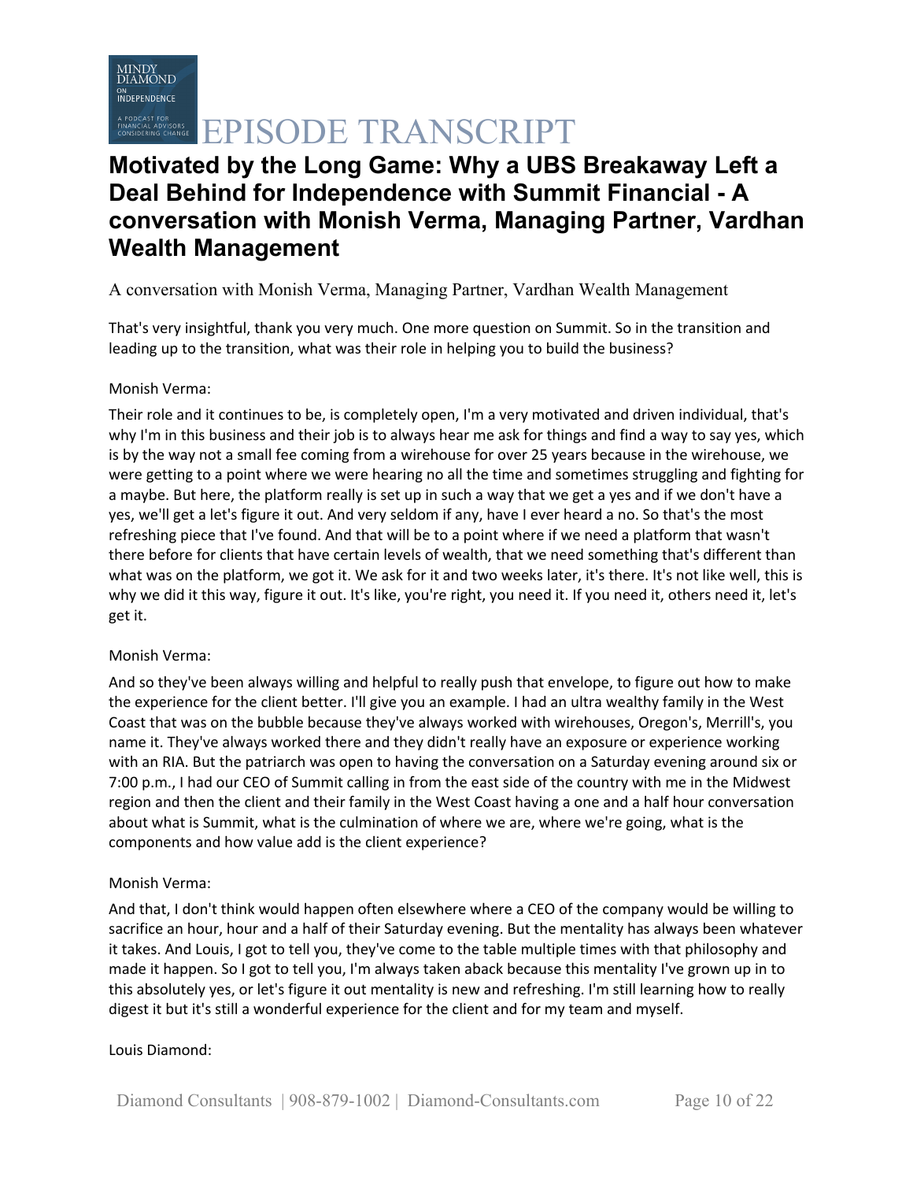# Motivated by the Long Game: Why a UBS Breakaway Left a Deal Behind for Independence with Summit Financial - A conversation with Monish Verma, Managing Partner, Vardhan Wealth Management

A conversation with Monish Verma, Managing Partner, Vardhan Wealth Management

That's very insightful, thank you very much. One more question on Summit. So in the transition and leading up to the transition, what was their role in helping you to build the business?

Monish Verma:

Their role and it continues to be, is completely open, I'm a very motivated and driven individual, that's why I'm in this business and their job is to always hear me ask for things and find a way to say yes, which is by the way not a small fee coming from a wirehouse for over 25 years because in the wirehouse, we were getting to a point where we were hearing no all the time and sometimes struggling and fighting for a maybe. But here, the platform really is set up in such a way that we get a yes and if we don't have a yes, we'll get a let's figure it out. And very seldom if any, have I ever heard a no. So that's the most refreshing piece that I've found. And that will be to a point where if we need a platform that wasn't there before for clients that have certain levels of wealth, that we need something that's different than what was on the platform, we got it. We ask for it and two weeks later, it's there. It's not like well, this is why we did it this way, figure it out. It's like, you're right, you need it. If you need it, others need it, let's get it.

Monish Verma:

And so they've been always willing and helpful to really push that envelope, to figure out how to make the experience for the client better. I'll give you an example. I had an ultra wealthy family in the West Coast that was on the bubble because they've always worked with wirehouses, Oregon's, Merrill's, you name it. They've always worked there and they didn't really have an exposure or experience working with an RIA. But the patriarch was open to having the conversation on a Saturday evening around six or 7:00 p.m., I had our CEO of Summit calling in from the east side of the country with me in the Midwest region and then the client and their family in the West Coast having a one and a half hour conversation about what is Summit, what is the culmination of where we are, where we're going, what is the components and how value add is the client experience?

Monish Verma:

And that, I don't think would happen often elsewhere where a CEO of the company would be willing to sacrifice an hour, hour and a half of their Saturday evening. But the mentality has always been whatever it takes. And Louis, I got to tell you, they've come to the table multiple times with that philosophy and made it happen. So I got to tell you, I'm always taken aback because this mentality I've grown up in to this absolutely yes, or let's figure it out mentality is new and refreshing. I'm still learning how to really digest it but it's still a wonderful experience for the client and for my team and myself.

Louis Diamond: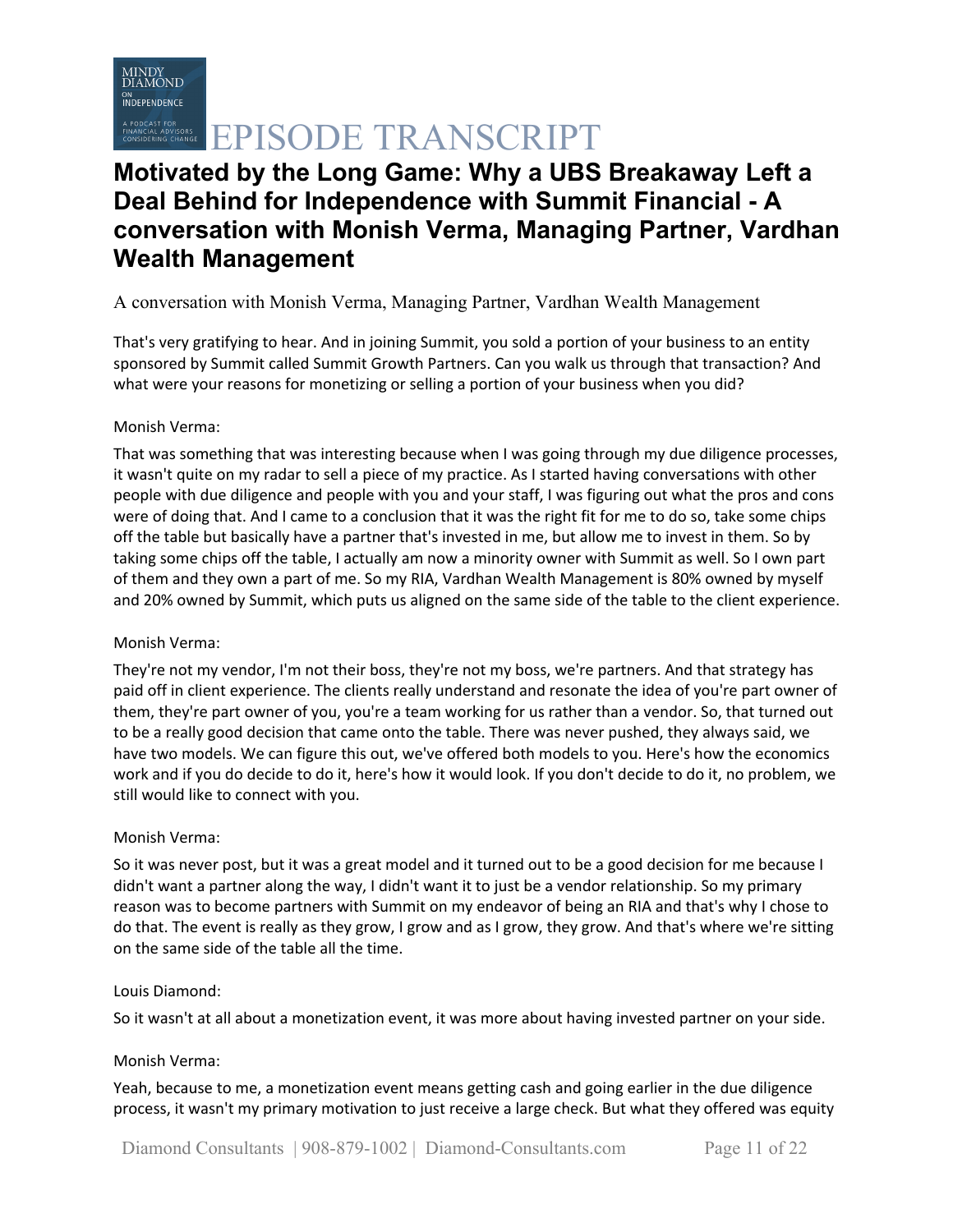# Motivated by the Long Game: Why a UBS Breakaway Left a Deal Behind for Independence with Summit Financial - A conversation with Monish Verma, Managing Partner, Vardhan Wealth Management

A conversation with Monish Verma, Managing Partner, Vardhan Wealth Management

That's very gratifying to hear. And in joining Summit, you sold a portion of your business to an entity sponsored by Summit called Summit Growth Partners. Can you walk us through that transaction? And what were your reasons for monetizing or selling a portion of your business when you did?

Monish Verma:

That was something that was interesting because when I was going through my due diligence processes, it wasn't quite on my radar to sell a piece of my practice. As I started having conversations with other people with due diligence and people with you and your staff, I was figuring out what the pros and cons were of doing that. And I came to a conclusion that it was the right fit for me to do so, take some chips off the table but basically have a partner that's invested in me, but allow me to invest in them. So by taking some chips off the table, I actually am now a minority owner with Summit as well. So I own part of them and they own a part of me. So my RIA, Vardhan Wealth Management is 80% owned by myself and 20% owned by Summit, which puts us aligned on the same side of the table to the client experience.

Monish Verma:

They're not my vendor, I'm not their boss, they're not my boss, we're partners. And that strategy has paid off in client experience. The clients really understand and resonate the idea of you're part owner of them, they're part owner of you, you're a team working for us rather than a vendor. So, that turned out to be a really good decision that came onto the table. There was never pushed, they always said, we have two models. We can figure this out, we've offered both models to you. Here's how the economics work and if you do decide to do it, here's how it would look. If you don't decide to do it, no problem, we still would like to connect with you.

Monish Verma:

So it was never post, but it was a great model and it turned out to be a good decision for me because I didn't want a partner along the way, I didn't want it to just be a vendor relationship. So my primary reason was to become partners with Summit on my endeavor of being an RIA and that's why I chose to do that. The event is really as they grow, I grow and as I grow, they grow. And that's where we're sitting on the same side of the table all the time.

Louis Diamond:

So it wasn't at all about a monetization event, it was more about having invested partner on your side.

Monish Verma:

Yeah, because to me, a monetization event means getting cash and going earlier in the due diligence process, it wasn't my primary motivation to just receive a large check. But what they offered was equity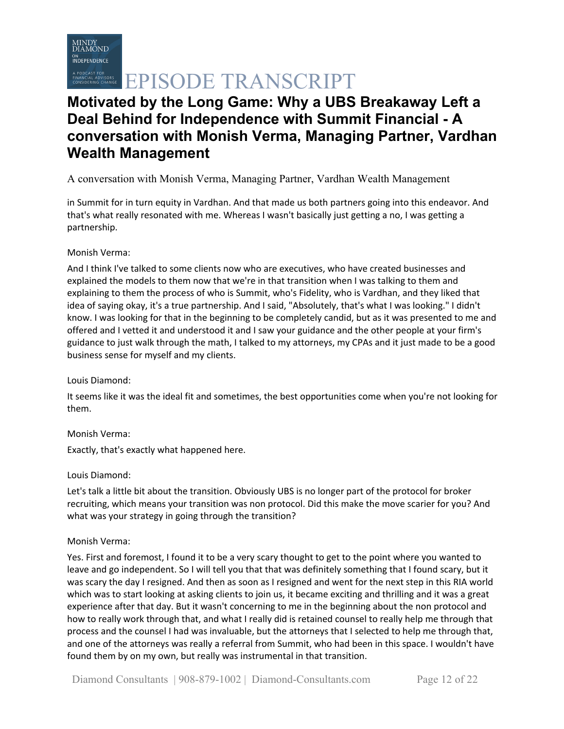in Summit for in turn equity in Vardhan. And that made us both partners going into this endeavor. And that's what really resonated with me. Whereas I wasn't basically just getting a no, I was getting a partnership.

Monish Verma:

And I think I've talked to some clients now who are executives, who have created businesses and explained the models to them now that we're in that transition when I was talking to them and explaining to them the process of who is Summit, who's Fidelity, who is Vardhan, and they liked that idea of saying okay, it's a true partnership. And I said, "Absolutely, that's what I was looking." I didn't know. I was looking for that in the beginning to be completely candid, but as it was presented to me and offered and I vetted it and understood it and I saw your guidance and the other people at your firm's guidance to just walk through the math, I talked to my attorneys, my CPAs and it just made to be a good business sense for myself and my clients.

Louis Diamond:

It seems like it was the ideal fit and sometimes, the best opportunities come when you're not looking for them.

Monish Verma:

Exactly, that's exactly what happened here.

Louis Diamond:

Let's talk a little bit about the transition. Obviously UBS is no longer part of the protocol for broker recruiting, which means your transition was non protocol. Did this make the move scarier for you? And what was your strategy in going through the transition?

Monish Verma:

Yes. First and foremost, I found it to be a very scary thought to get to the point where you wanted to leave and go independent. So I will tell you that that was definitely something that I found scary, but it was scary the day I resigned. And then as soon as I resigned and went for the next step in this RIA world which was to start looking at asking clients to join us, it became exciting and thrilling and it was a great experience after that day. But it wasn't concerning to me in the beginning about the non protocol and how to really work through that, and what I really did is retained counsel to really help me through that process and the counsel I had was invaluable, but the attorneys that I selected to help me through that, and one of the attorneys was really a referral from Summit, who had been in this space. I wouldn't have found them by on my own, but really was instrumental in that transition.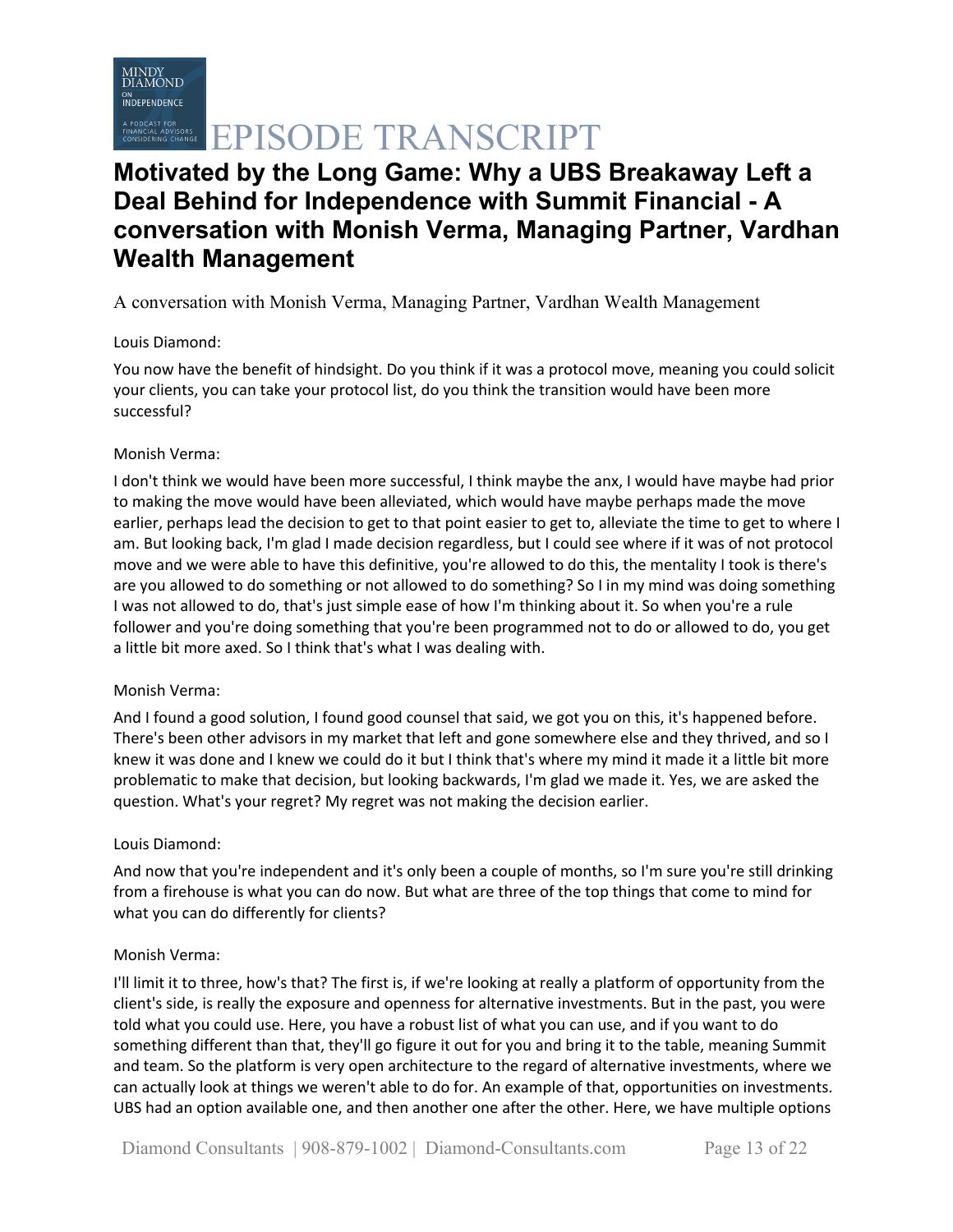# Motivated by the Long Game: Why a UBS Breakaway Left a Deal Behind for Independence with Summit Financial - A conversation with Monish Verma, Managing Partner, Vardhan Wealth Management

A conversation with Monish Verma, Managing Partner, Vardhan Wealth Management

Louis Diamond:

You now have the benefit of hindsight. Do you think if it was a protocol move, meaning you could solicit your clients, you can take your protocol list, do you think the transition would have been more successful?

Monish Verma:

I don't think we would have been more successful, I think maybe the anx, I would have maybe had prior to making the move would have been alleviated, which would have maybe perhaps made the move earlier, perhaps lead the decision to get to that point easier to get to, alleviate the time to get to where I am. But looking back, I'm glad I made decision regardless, but I could see where if it was of not protocol move and we were able to have this definitive, you're allowed to do this, the mentality I took is there's are you allowed to do something or not allowed to do something? So I in my mind was doing something I was not allowed to do, that's just simple ease of how I'm thinking about it. So when you're a rule follower and you're doing something that you're been programmed not to do or allowed to do, you get a little bit more axed. So I think that's what I was dealing with.

Monish Verma:

And I found a good solution, I found good counsel that said, we got you on this, it's happened before. There's been other advisors in my market that left and gone somewhere else and they thrived, and so I knew it was done and I knew we could do it but I think that's where my mind it made it a little bit more problematic to make that decision, but looking backwards, I'm glad we made it. Yes, we are asked the question. What's your regret? My regret was not making the decision earlier.

Louis Diamond:

And now that you're independent and it's only been a couple of months, so I'm sure you're still drinking from a firehouse is what you can do now. But what are three of the top things that come to mind for what you can do differently for clients?

Monish Verma:

I'll limit it to three, how's that? The first is, if we're looking at really a platform of opportunity from the client's side, is really the exposure and openness for alternative investments. But in the past, you were told what you could use. Here, you have a robust list of what you can use, and if you want to do something different than that, they'll go figure it out for you and bring it to the table, meaning Summit and team. So the platform is very open architecture to the regard of alternative investments, where we can actually look at things we weren't able to do for. An example of that, opportunities on investments. UBS had an option available one, and then another one after the other. Here, we have multiple options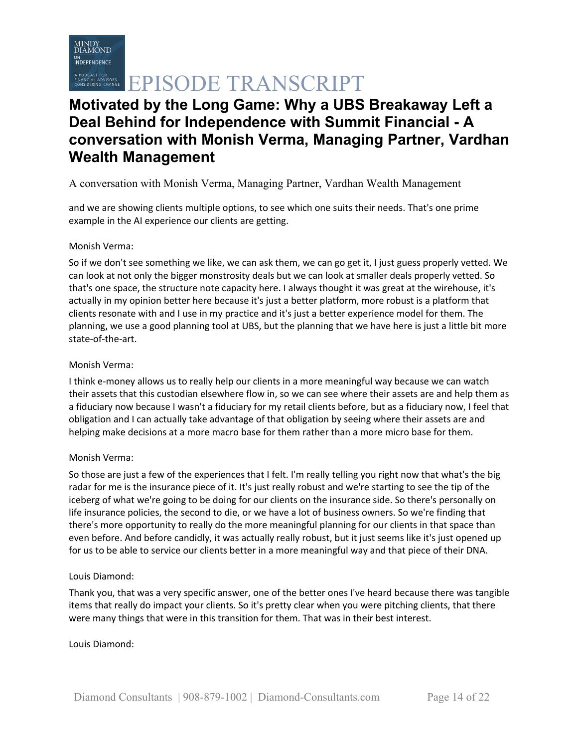and we are showing clients multiple options, to see which one suits their needs. That's one prime example in the AI experience our clients are getting.

Monish Verma:

So if we don't see something we like, we can ask them, we can go get it, I just guess properly vetted. We can look at not only the bigger monstrosity deals but we can look at smaller deals properly vetted. So that's one space, the structure note capacity here. I always thought it was great at the wirehouse, it's actually in my opinion better here because it's just a better platform, more robust is a platform that clients resonate with and I use in my practice and it's just a better experience model for them. The planning, we use a good planning tool at UBS, but the planning that we have here is just a little bit more state-of-the-art.

Monish Verma:

I think e-money allows us to really help our clients in a more meaningful way because we can watch their assets that this custodian elsewhere flow in, so we can see where their assets are and help them as a fiduciary now because I wasn't a fiduciary for my retail clients before, but as a fiduciary now, I feel that obligation and I can actually take advantage of that obligation by seeing where their assets are and helping make decisions at a more macro base for them rather than a more micro base for them.

Monish Verma:

So those are just a few of the experiences that I felt. I'm really telling you right now that what's the big radar for me is the insurance piece of it. It's just really robust and we're starting to see the tip of the iceberg of what we're going to be doing for our clients on the insurance side. So there's personally on life insurance policies, the second to die, or we have a lot of business owners. So we're finding that there's more opportunity to really do the more meaningful planning for our clients in that space than even before. And before candidly, it was actually really robust, but it just seems like it's just opened up for us to be able to service our clients better in a more meaningful way and that piece of their DNA.

Louis Diamond:

Thank you, that was a very specific answer, one of the better ones I've heard because there was tangible items that really do impact your clients. So it's pretty clear when you were pitching clients, that there were many things that were in this transition for them. That was in their best interest.

Louis Diamond: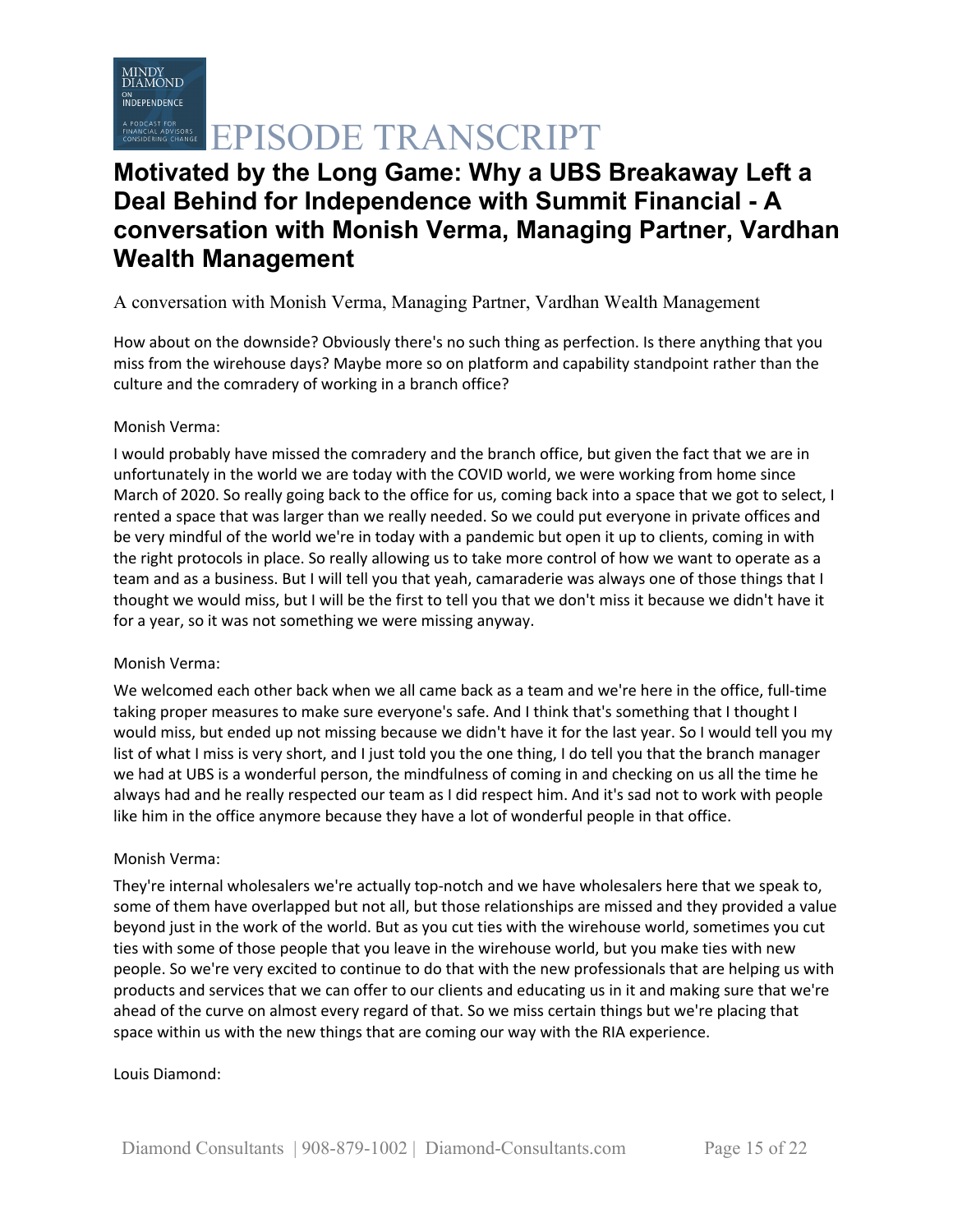# Motivated by the Long Game: Why a UBS Breakaway Left a Deal Behind for Independence with Summit Financial - A conversation with Monish Verma, Managing Partner, Vardhan Wealth Management

A conversation with Monish Verma, Managing Partner, Vardhan Wealth Management

How about on the downside? Obviously there's no such thing as perfection. Is there anything that you miss from the wirehouse days? Maybe more so on platform and capability standpoint rather than the culture and the comradery of working in a branch office?

Monish Verma:

I would probably have missed the comradery and the branch office, but given the fact that we are in unfortunately in the world we are today with the COVID world, we were working from home since March of 2020. So really going back to the office for us, coming back into a space that we got to select, I rented a space that was larger than we really needed. So we could put everyone in private offices and be very mindful of the world we're in today with a pandemic but open it up to clients, coming in with the right protocols in place. So really allowing us to take more control of how we want to operate as a team and as a business. But I will tell you that yeah, camaraderie was always one of those things that I thought we would miss, but I will be the first to tell you that we don't miss it because we didn't have it for a year, so it was not something we were missing anyway.

Monish Verma:

We welcomed each other back when we all came back as a team and we're here in the office, full-time taking proper measures to make sure everyone's safe. And I think that's something that I thought I would miss, but ended up not missing because we didn't have it for the last year. So I would tell you my list of what I miss is very short, and I just told you the one thing, I do tell you that the branch manager we had at UBS is a wonderful person, the mindfulness of coming in and checking on us all the time he always had and he really respected our team as I did respect him. And it's sad not to work with people like him in the office anymore because they have a lot of wonderful people in that office.

Monish Verma:

They're internal wholesalers we're actually top-notch and we have wholesalers here that we speak to, some of them have overlapped but not all, but those relationships are missed and they provided a value beyond just in the work of the world. But as you cut ties with the wirehouse world, sometimes you cut ties with some of those people that you leave in the wirehouse world, but you make ties with new people. So we're very excited to continue to do that with the new professionals that are helping us with products and services that we can offer to our clients and educating us in it and making sure that we're ahead of the curve on almost every regard of that. So we miss certain things but we're placing that space within us with the new things that are coming our way with the RIA experience.

Louis Diamond: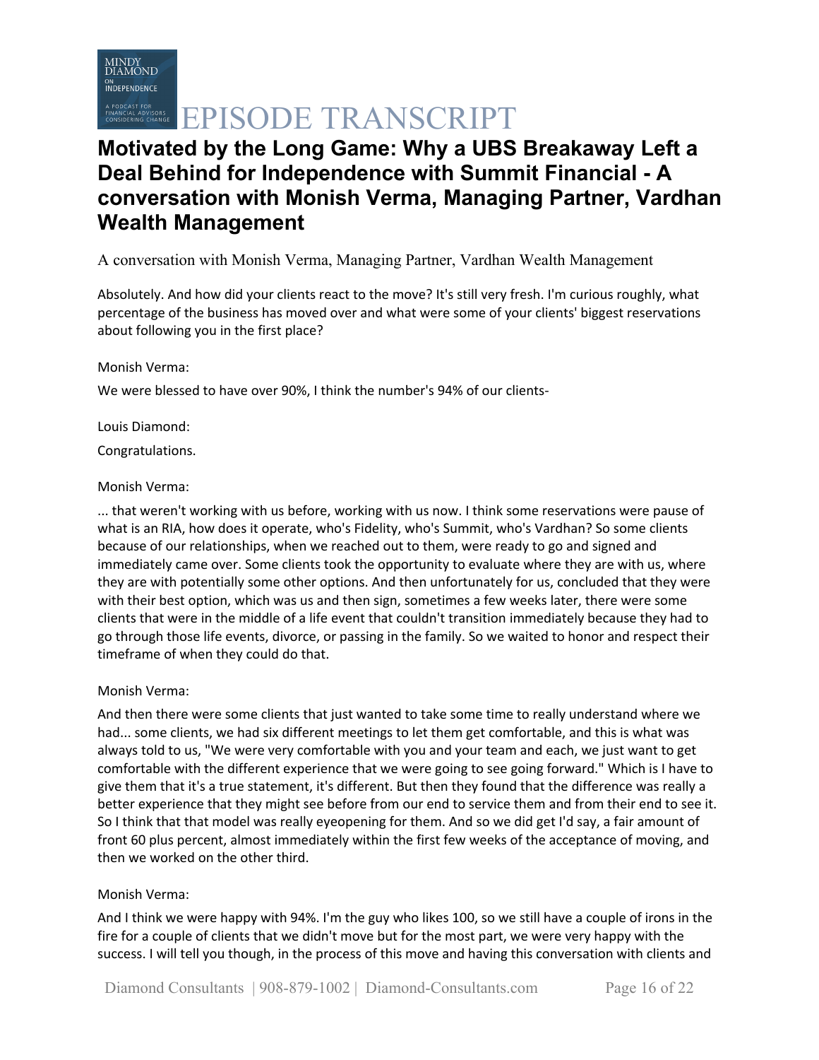# Motivated by the Long Game: Why a UBS Breakaway Left a Deal Behind for Independence with Summit Financial - A conversation with Monish Verma, Managing Partner, Vardhan Wealth Management

A conversation with Monish Verma, Managing Partner, Vardhan Wealth Management

Absolutely. And how did your clients react to the move? It's still very fresh. I'm curious roughly, what percentage of the business has moved over and what were some of your clients' biggest reservations about following you in the first place?

Monish Verma:

We were blessed to have over 90%, I think the number's 94% of our clients-

Louis Diamond:

Congratulations.

Monish Verma:

... that weren't working with us before, working with us now. I think some reservations were pause of what is an RIA, how does it operate, who's Fidelity, who's Summit, who's Vardhan? So some clients because of our relationships, when we reached out to them, were ready to go and signed and immediately came over. Some clients took the opportunity to evaluate where they are with us, where they are with potentially some other options. And then unfortunately for us, concluded that they were with their best option, which was us and then sign, sometimes a few weeks later, there were some clients that were in the middle of a life event that couldn't transition immediately because they had to go through those life events, divorce, or passing in the family. So we waited to honor and respect their timeframe of when they could do that.

Monish Verma:

And then there were some clients that just wanted to take some time to really understand where we had... some clients, we had six different meetings to let them get comfortable, and this is what was always told to us, "We were very comfortable with you and your team and each, we just want to get comfortable with the different experience that we were going to see going forward." Which is I have to give them that it's a true statement, it's different. But then they found that the difference was really a better experience that they might see before from our end to service them and from their end to see it. So I think that that model was really eyeopening for them. And so we did get I'd say, a fair amount of front 60 plus percent, almost immediately within the first few weeks of the acceptance of moving, and then we worked on the other third.

Monish Verma:

And I think we were happy with 94%. I'm the guy who likes 100, so we still have a couple of irons in the fire for a couple of clients that we didn't move but for the most part, we were very happy with the success. I will tell you though, in the process of this move and having this conversation with clients and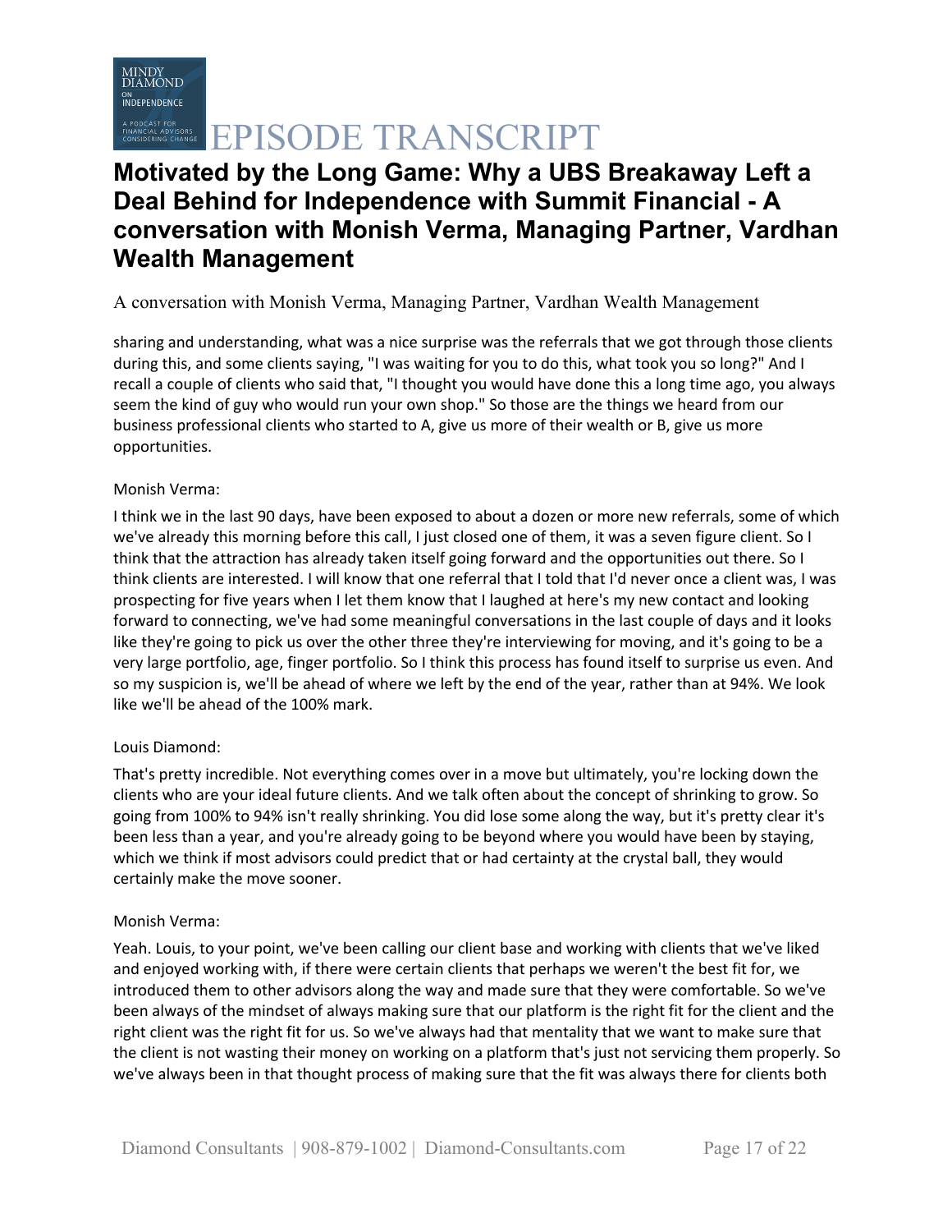sharing and understanding, what was a nice surprise was the referrals that we got through those clients during this, and some clients saying, "I was waiting for you to do this, what took you so long?" And I recall a couple of clients who said that, "I thought you would have done this a long time ago, you always seem the kind of guy who would run your own shop." So those are the things we heard from our business professional clients who started to A, give us more of their wealth or B, give us more opportunities.

Monish Verma:

I think we in the last 90 days, have been exposed to about a dozen or more new referrals, some of which we've already this morning before this call, I just closed one of them, it was a seven figure client. So I think that the attraction has already taken itself going forward and the opportunities out there. So I think clients are interested. I will know that one referral that I told that I'd never once a client was, I was prospecting for five years when I let them know that I laughed at here's my new contact and looking forward to connecting, we've had some meaningful conversations in the last couple of days and it looks like they're going to pick us over the other three they're interviewing for moving, and it's going to be a very large portfolio, age, finger portfolio. So I think this process has found itself to surprise us even. And so my suspicion is, we'll be ahead of where we left by the end of the year, rather than at 94%. We look like we'll be ahead of the 100% mark.

Louis Diamond:

That's pretty incredible. Not everything comes over in a move but ultimately, you're locking down the clients who are your ideal future clients. And we talk often about the concept of shrinking to grow. So going from 100% to 94% isn't really shrinking. You did lose some along the way, but it's pretty clear it's been less than a year, and you're already going to be beyond where you would have been by staying, which we think if most advisors could predict that or had certainty at the crystal ball, they would certainly make the move sooner.

Monish Verma:

Yeah. Louis, to your point, we've been calling our client base and working with clients that we've liked and enjoyed working with, if there were certain clients that perhaps we weren't the best fit for, we introduced them to other advisors along the way and made sure that they were comfortable. So we've been always of the mindset of always making sure that our platform is the right fit for the client and the right client was the right fit for us. So we've always had that mentality that we want to make sure that the client is not wasting their money on working on a platform that's just not servicing them properly. So we've always been in that thought process of making sure that the fit was always there for clients both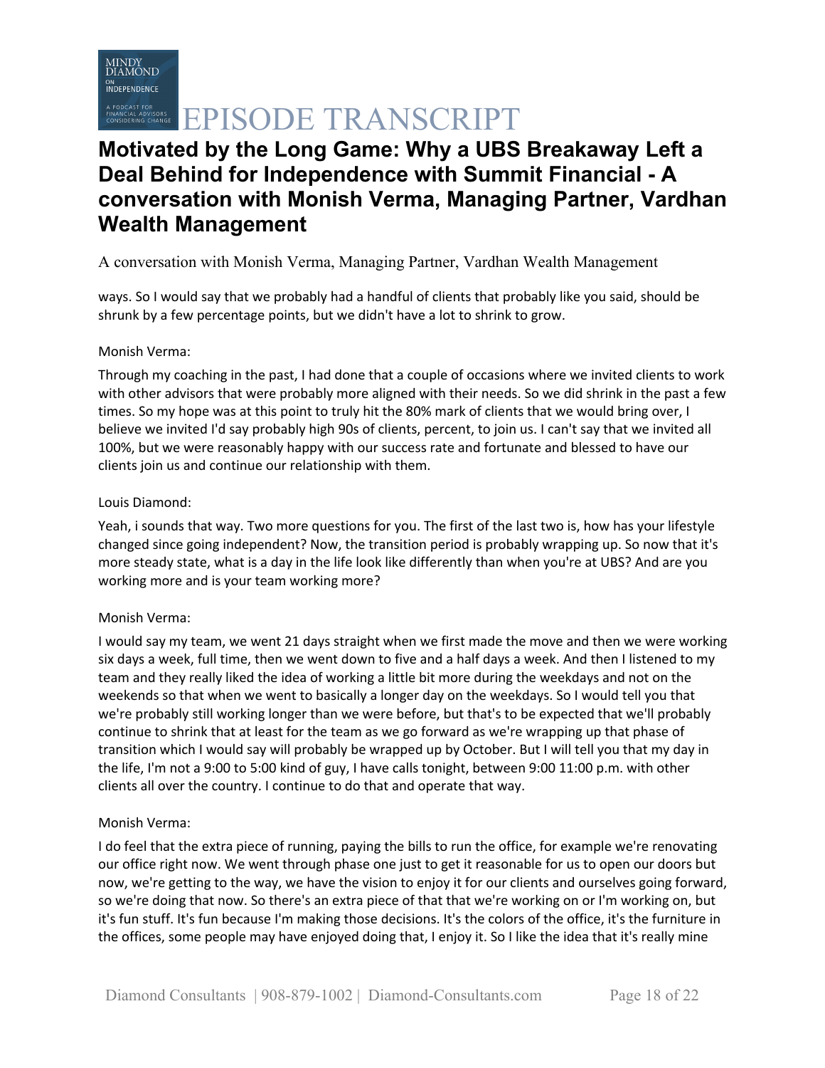ways. So I would say that we probably had a handful of clients that probably like you said, should be shrunk by a few percentage points, but we didn't have a lot to shrink to grow.

Monish Verma:

Through my coaching in the past, I had done that a couple of occasions where we invited clients to work with other advisors that were probably more aligned with their needs. So we did shrink in the past a few times. So my hope was at this point to truly hit the 80% mark of clients that we would bring over, I believe we invited I'd say probably high 90s of clients, percent, to join us. I can't say that we invited all 100%, but we were reasonably happy with our success rate and fortunate and blessed to have our clients join us and continue our relationship with them.

Louis Diamond:

Yeah, i sounds that way. Two more questions for you. The first of the last two is, how has your lifestyle changed since going independent? Now, the transition period is probably wrapping up. So now that it's more steady state, what is a day in the life look like differently than when you're at UBS? And are you working more and is your team working more?

Monish Verma:

I would say my team, we went 21 days straight when we first made the move and then we were working six days a week, full time, then we went down to five and a half days a week. And then I listened to my team and they really liked the idea of working a little bit more during the weekdays and not on the weekends so that when we went to basically a longer day on the weekdays. So I would tell you that we're probably still working longer than we were before, but that's to be expected that we'll probably continue to shrink that at least for the team as we go forward as we're wrapping up that phase of transition which I would say will probably be wrapped up by October. But I will tell you that my day in the life, I'm not a 9:00 to 5:00 kind of guy, I have calls tonight, between 9:00 11:00 p.m. with other clients all over the country. I continue to do that and operate that way.

Monish Verma:

I do feel that the extra piece of running, paying the bills to run the office, for example we're renovating our office right now. We went through phase one just to get it reasonable for us to open our doors but now, we're getting to the way, we have the vision to enjoy it for our clients and ourselves going forward, so we're doing that now. So there's an extra piece of that that we're working on or I'm working on, but it's fun stuff. It's fun because I'm making those decisions. It's the colors of the office, it's the furniture in the offices, some people may have enjoyed doing that, I enjoy it. So I like the idea that it's really mine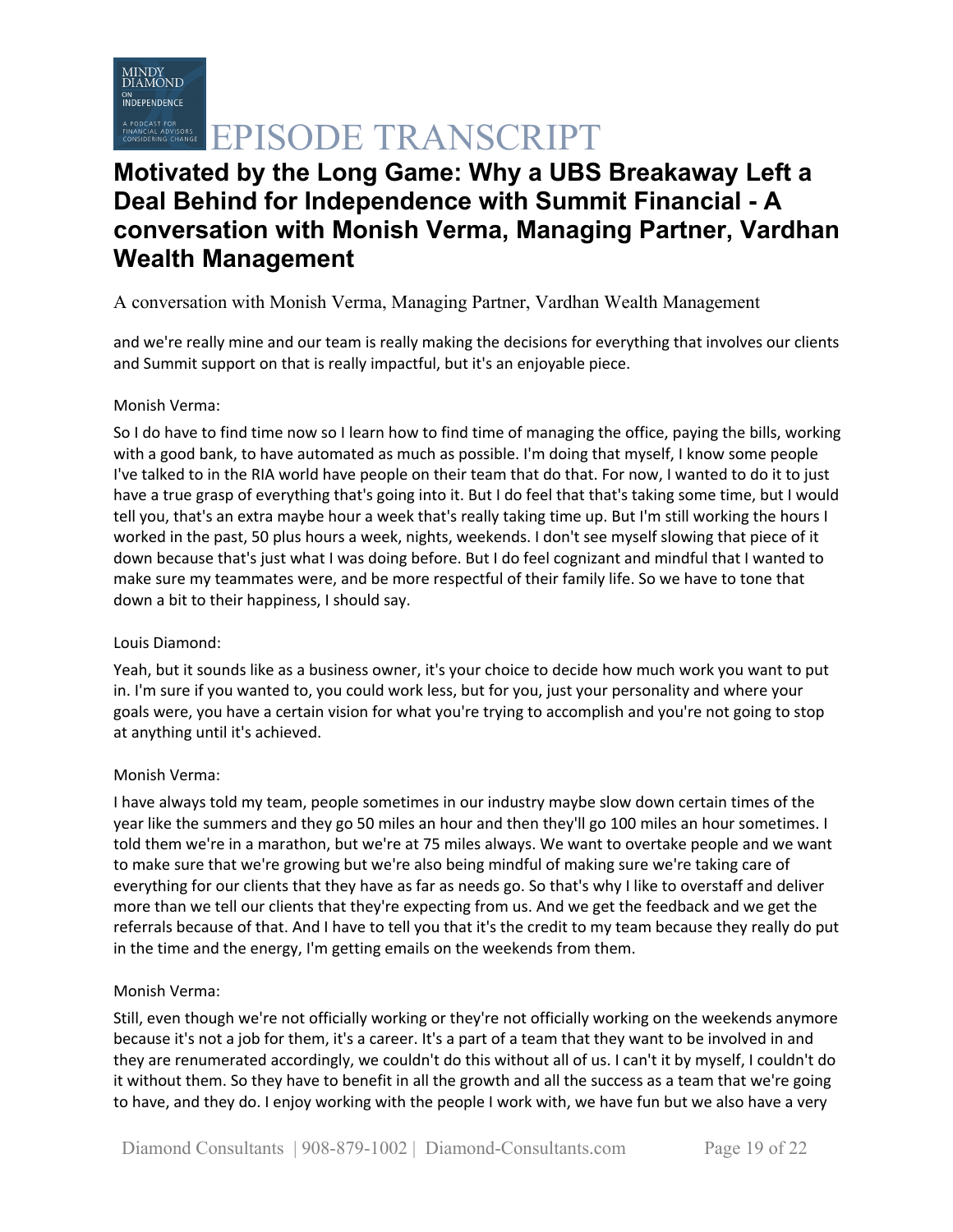and we're really mine and our team is really making the decisions for everything that involves our clients and Summit support on that is really impactful, but it's an enjoyable piece.

Monish Verma:

So I do have to find time now so I learn how to find time of managing the office, paying the bills, working with a good bank, to have automated as much as possible. I'm doing that myself, I know some people I've talked to in the RIA world have people on their team that do that. For now, I wanted to do it to just have a true grasp of everything that's going into it. But I do feel that that's taking some time, but I would tell you, that's an extra maybe hour a week that's really taking time up. But I'm still working the hours I worked in the past, 50 plus hours a week, nights, weekends. I don't see myself slowing that piece of it down because that's just what I was doing before. But I do feel cognizant and mindful that I wanted to make sure my teammates were, and be more respectful of their family life. So we have to tone that down a bit to their happiness, I should say.

Louis Diamond:

Yeah, but it sounds like as a business owner, it's your choice to decide how much work you want to put in. I'm sure if you wanted to, you could work less, but for you, just your personality and where your goals were, you have a certain vision for what you're trying to accomplish and you're not going to stop at anything until it's achieved.

Monish Verma:

I have always told my team, people sometimes in our industry maybe slow down certain times of the year like the summers and they go 50 miles an hour and then they'll go 100 miles an hour sometimes. I told them we're in a marathon, but we're at 75 miles always. We want to overtake people and we want to make sure that we're growing but we're also being mindful of making sure we're taking care of everything for our clients that they have as far as needs go. So that's why I like to overstaff and deliver more than we tell our clients that they're expecting from us. And we get the feedback and we get the referrals because of that. And I have to tell you that it's the credit to my team because they really do put in the time and the energy, I'm getting emails on the weekends from them.

Monish Verma:

Still, even though we're not officially working or they're not officially working on the weekends anymore because it's not a job for them, it's a career. It's a part of a team that they want to be involved in and they are renumerated accordingly, we couldn't do this without all of us. I can't it by myself, I couldn't do it without them. So they have to benefit in all the growth and all the success as a team that we're going to have, and they do. I enjoy working with the people I work with, we have fun but we also have a very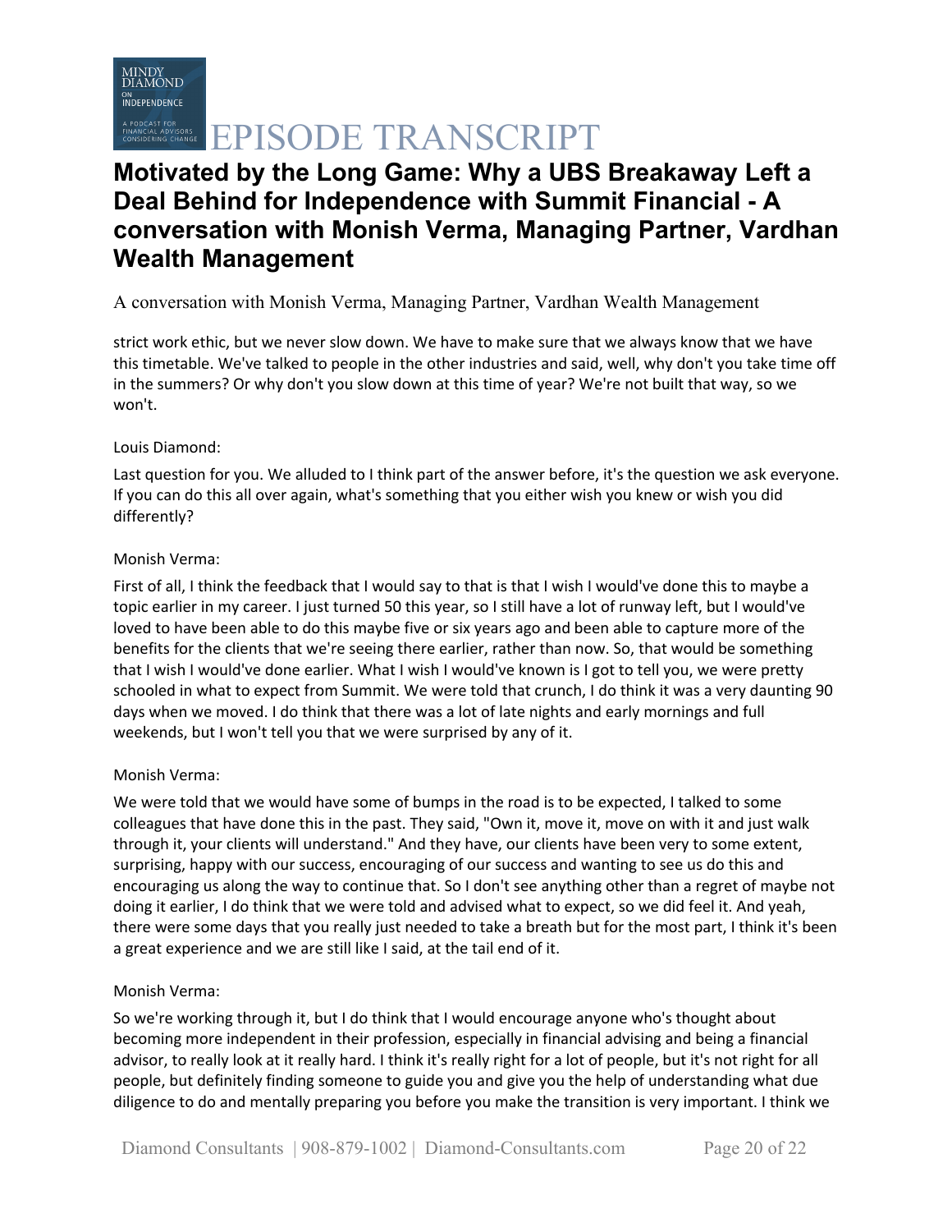strict work ethic, but we never slow down. We have to make sure that we always know that we have this timetable. We've talked to people in the other industries and said, well, why don't you take time off in the summers? Or why don't you slow down at this time of year? We're not built that way, so we won't.

Louis Diamond:

Last question for you. We alluded to I think part of the answer before, it's the question we ask everyone. If you can do this all over again, what's something that you either wish you knew or wish you did differently?

Monish Verma:

First of all, I think the feedback that I would say to that is that I wish I would've done this to maybe a topic earlier in my career. I just turned 50 this year, so I still have a lot of runway left, but I would've loved to have been able to do this maybe five or six years ago and been able to capture more of the benefits for the clients that we're seeing there earlier, rather than now. So, that would be something that I wish I would've done earlier. What I wish I would've known is I got to tell you, we were pretty schooled in what to expect from Summit. We were told that crunch, I do think it was a very daunting 90 days when we moved. I do think that there was a lot of late nights and early mornings and full weekends, but I won't tell you that we were surprised by any of it.

Monish Verma:

We were told that we would have some of bumps in the road is to be expected, I talked to some colleagues that have done this in the past. They said, "Own it, move it, move on with it and just walk through it, your clients will understand." And they have, our clients have been very to some extent, surprising, happy with our success, encouraging of our success and wanting to see us do this and encouraging us along the way to continue that. So I don't see anything other than a regret of maybe not doing it earlier, I do think that we were told and advised what to expect, so we did feel it. And yeah, there were some days that you really just needed to take a breath but for the most part, I think it's been a great experience and we are still like I said, at the tail end of it.

Monish Verma:

So we're working through it, but I do think that I would encourage anyone who's thought about becoming more independent in their profession, especially in financial advising and being a financial advisor, to really look at it really hard. I think it's really right for a lot of people, but it's not right for all people, but definitely finding someone to guide you and give you the help of understanding what due diligence to do and mentally preparing you before you make the transition is very important. I think we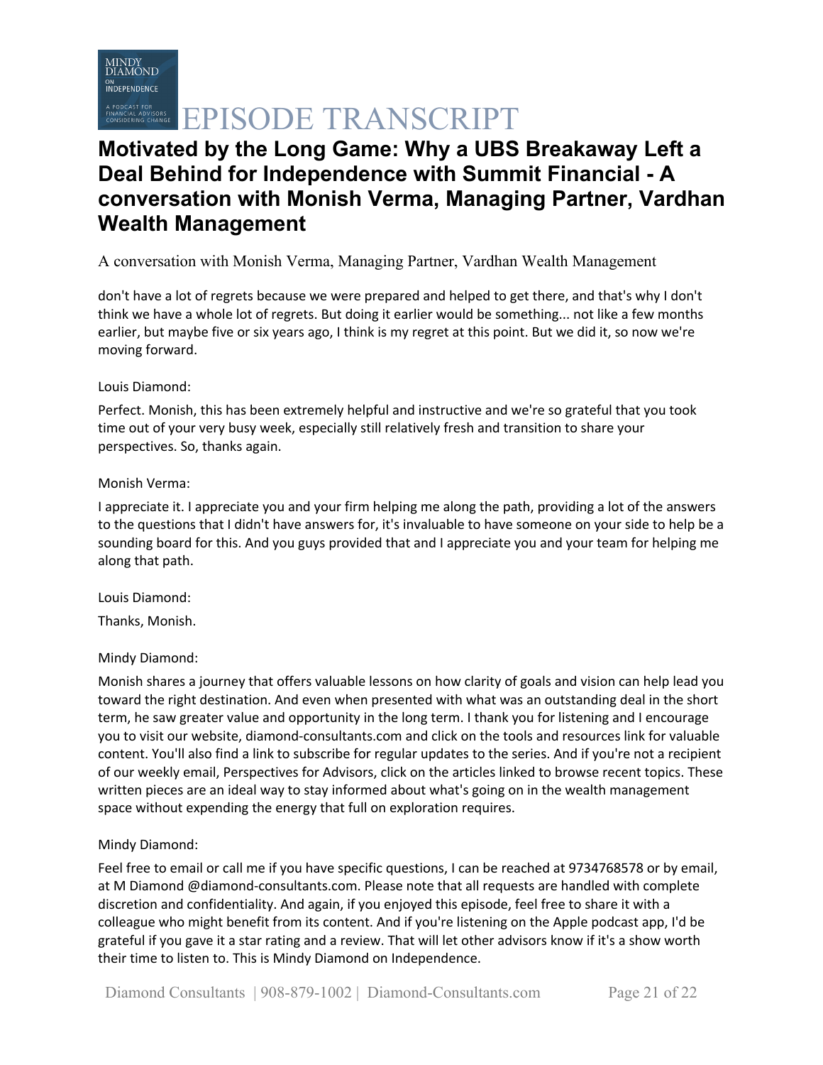don't have a lot of regrets because we were prepared and helped to get there, and that's why I don't think we have a whole lot of regrets. But doing it earlier would be something... not like a few months earlier, but maybe five or six years ago, I think is my regret at this point. But we did it, so now we're moving forward.

Louis Diamond:

Perfect. Monish, this has been extremely helpful and instructive and we're so grateful that you took time out of your very busy week, especially still relatively fresh and transition to share your perspectives. So, thanks again.

Monish Verma:

I appreciate it. I appreciate you and your firm helping me along the path, providing a lot of the answers to the questions that I didn't have answers for, it's invaluable to have someone on your side to help be a sounding board for this. And you guys provided that and I appreciate you and your team for helping me along that path.

Louis Diamond:

Thanks, Monish.

Mindy Diamond:

Monish shares a journey that offers valuable lessons on how clarity of goals and vision can help lead you toward the right destination. And even when presented with what was an outstanding deal in the short term, he saw greater value and opportunity in the long term. I thank you for listening and I encourage you to visit our website, diamond-consultants.com and click on the tools and resources link for valuable content. You'll also find a link to subscribe for regular updates to the series. And if you're not a recipient of our weekly email, Perspectives for Advisors, click on the articles linked to browse recent topics. These written pieces are an ideal way to stay informed about what's going on in the wealth management space without expending the energy that full on exploration requires.

Mindy Diamond:

Feel free to email or call me if you have specific questions, I can be reached at 9734768578 or by email, at M Diamond @diamond-consultants.com. Please note that all requests are handled with complete discretion and confidentiality. And again, if you enjoyed this episode, feel free to share it with a colleague who might benefit from its content. And if you're listening on the Apple podcast app, I'd be grateful if you gave it a star rating and a review. That will let other advisors know if it's a show worth their time to listen to. This is Mindy Diamond on Independence.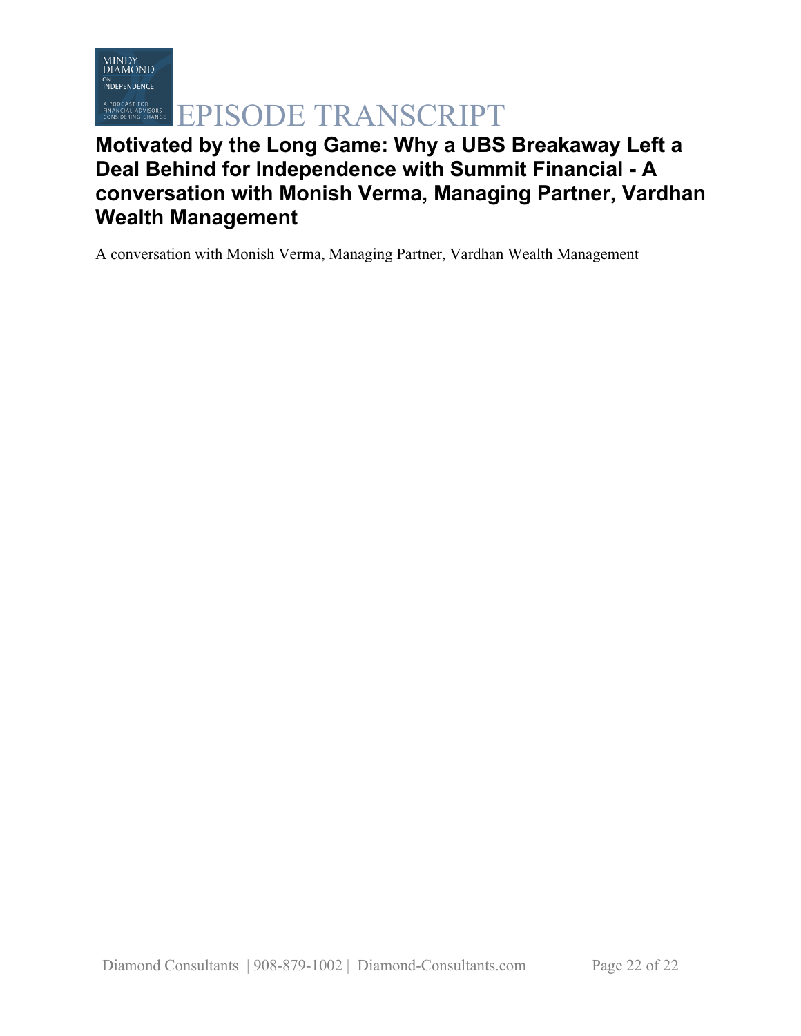# EPISODE TRANSCRIPT

## Motivated by the Long Game: Why a UBS Breakaway Left a Deal Behind for Independence with Summit Financial - A conversation with Monish Verma, Managing Partner, Vardhan Wealth Management

A conversation with Monish Verma, Managing Partner, Vardhan Wealth Management